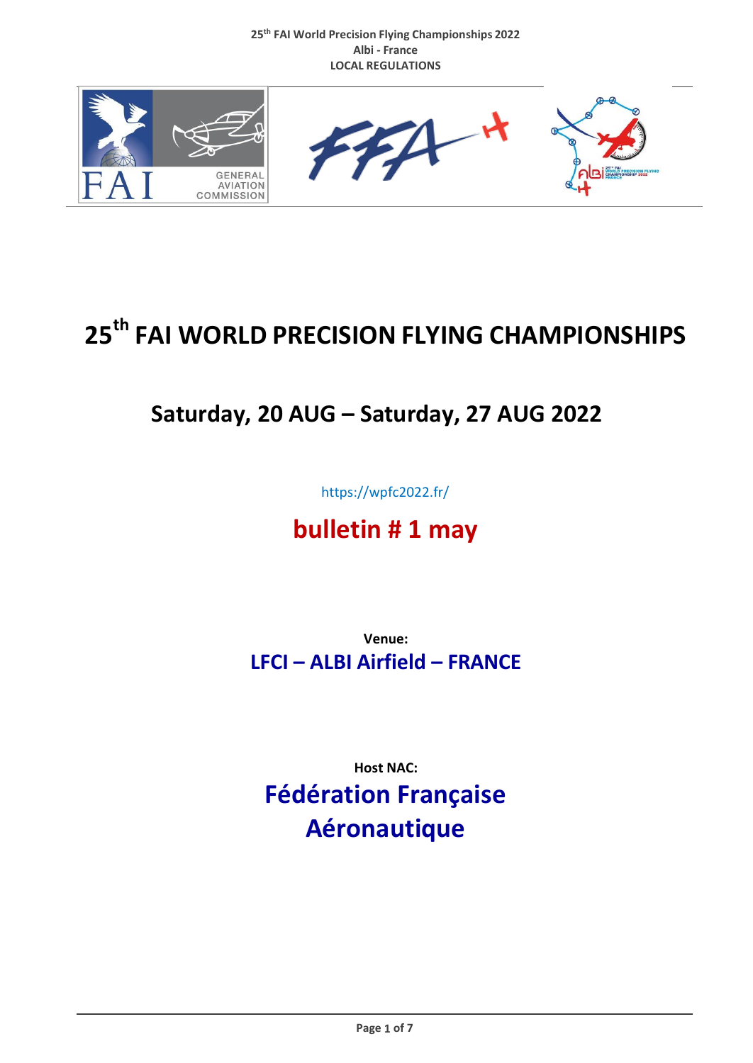# 25th FAI WORLD PRECISION FLYING CHAMPIONSHIPS

## Saturday, 20 AUG – Saturday, 27 AUG 2022

https://wpfc2022.fr/

## bulletin # 1 may

**Venue:**

**LFCI – ALBI Airfield – FRANCE**

**Host NAC:**

**Fédération Française Aéronautique**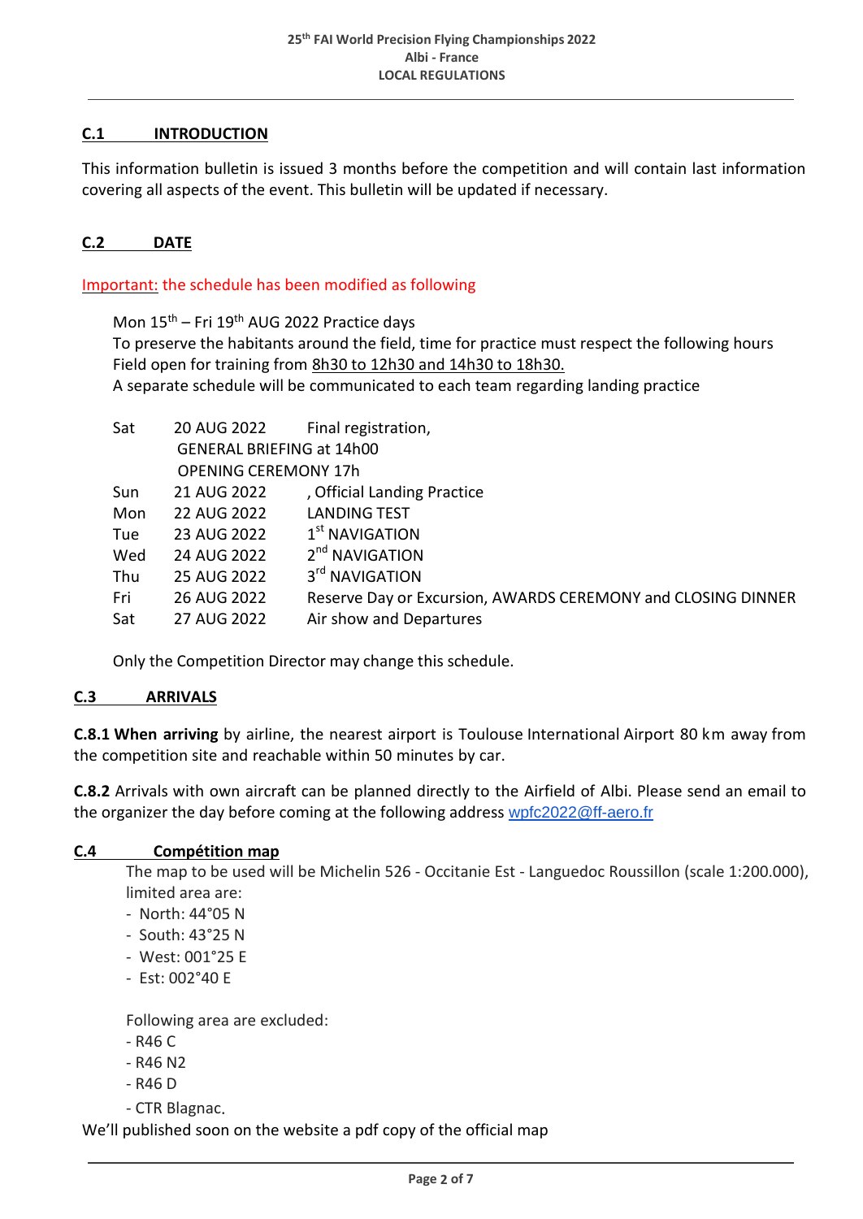## C.1 INTRODUCTION

This information bulletin is issued 3 months before the competition and will contain last information covering all aspects of the event. This bulletin will be updated if necessary.

## C.2 DATE

Important: the schedule has been modified as following

Mon 15th – Fri 19th AUG 2022 Practice days
To preserve the habitants around the field, time for practice must respect the following hours
Field open for training from 8h30 to 12h30 and 14h30 to 18h30.
A separate schedule will be communicated to each team regarding landing practice

| | | |
|---|---|---|
| Sat | 20 AUG 2022 | Final registration, |
| | GENERAL BRIEFING at 14h00 | |
| | OPENING CEREMONY 17h | |
| Sun | 21 AUG 2022 | , Official Landing Practice |
| Mon | 22 AUG 2022 | LANDING TEST |
| Tue | 23 AUG 2022 | 1st NAVIGATION |
| Wed | 24 AUG 2022 | 2nd NAVIGATION |
| Thu | 25 AUG 2022 | 3rd NAVIGATION |
| Fri | 26 AUG 2022 | Reserve Day or Excursion, AWARDS CEREMONY and CLOSING DINNER |
| Sat | 27 AUG 2022 | Air show and Departures |

Only the Competition Director may change this schedule.

## C.3 ARRIVALS

**C.8.1 When arriving** by airline, the nearest airport is Toulouse International Airport 80 km away from the competition site and reachable within 50 minutes by car.

**C.8.2** Arrivals with own aircraft can be planned directly to the Airfield of Albi. Please send an email to the organizer the day before coming at the following address wpfc2022@ff-aero.fr

## C.4 Compétition map

The map to be used will be Michelin 526 - Occitanie Est - Languedoc Roussillon (scale 1:200.000), limited area are:

- North: 44°05 N
- South: 43°25 N
- West: 001°25 E
- Est: 002°40 E

Following area are excluded:

- R46 C
- R46 N2
- R46 D
- CTR Blagnac.

We'll published soon on the website a pdf copy of the official map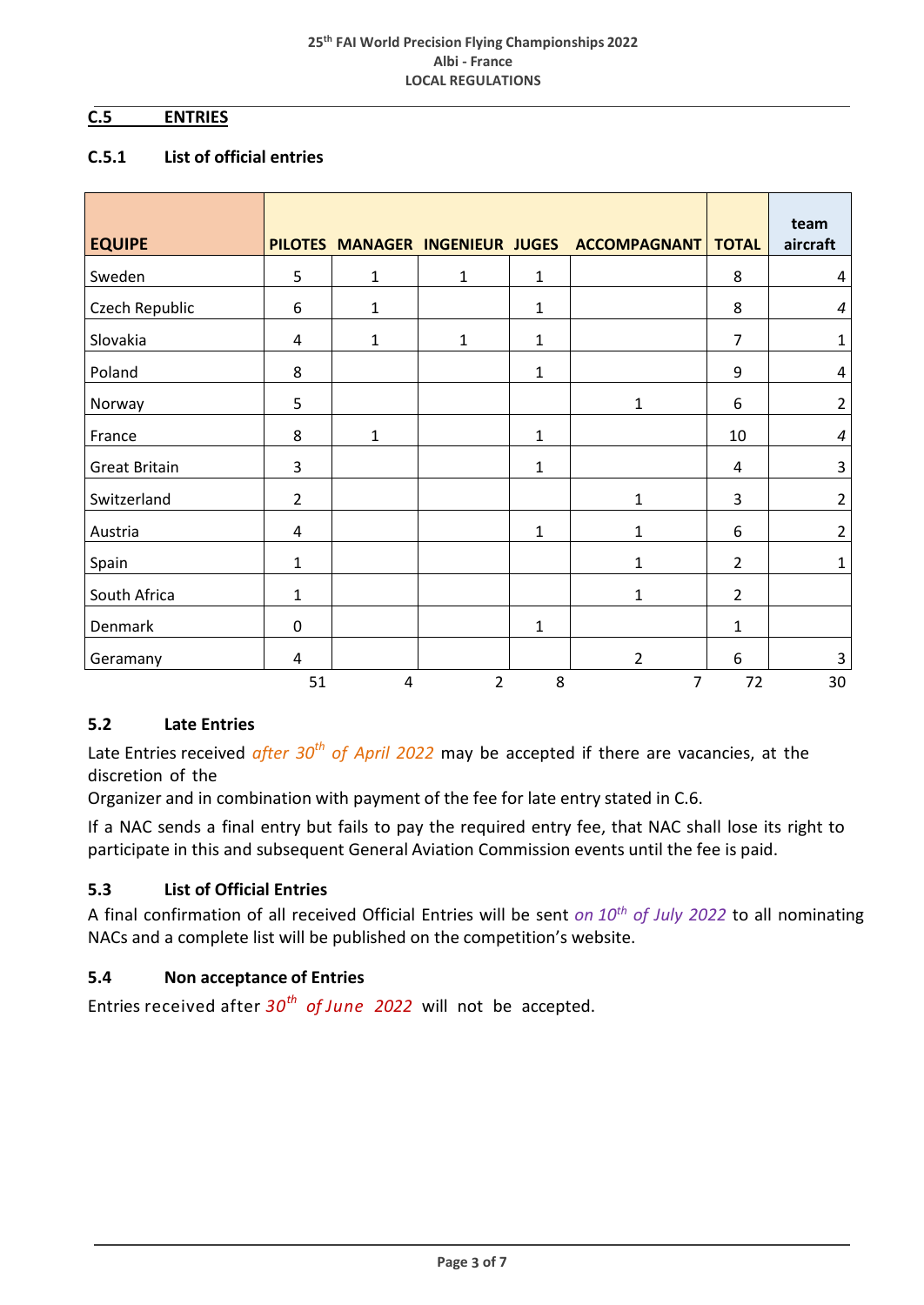## C.5 ENTRIES

### C.5.1 List of official entries

| EQUIPE | PILOTES | MANAGER | INGENIEUR | JUGES | ACCOMPAGNANT | TOTAL | team aircraft |
|---|---|---|---|---|---|---|---|
| Sweden | 5 | 1 | 1 | 1 | | 8 | 4 |
| Czech Republic | 6 | 1 | | 1 | | 8 | *4* |
| Slovakia | 4 | 1 | 1 | 1 | | 7 | 1 |
| Poland | 8 | | | 1 | | 9 | 4 |
| Norway | 5 | | | | 1 | 6 | 2 |
| France | 8 | 1 | | 1 | | 10 | *4* |
| Great Britain | 3 | | | 1 | | 4 | 3 |
| Switzerland | 2 | | | | 1 | 3 | 2 |
| Austria | 4 | | | 1 | 1 | 6 | 2 |
| Spain | 1 | | | | 1 | 2 | 1 |
| South Africa | 1 | | | | 1 | 2 | |
| Denmark | 0 | | | 1 | | 1 | |
| Geramany | 4 | | | | 2 | 6 | 3 |
| | 51 | 4 | 2 | 8 | 7 | 72 | 30 |

### 5.2 Late Entries

Late Entries received *after 30th of April 2022* may be accepted if there are vacancies, at the discretion of the
Organizer and in combination with payment of the fee for late entry stated in C.6.

If a NAC sends a final entry but fails to pay the required entry fee, that NAC shall lose its right to participate in this and subsequent General Aviation Commission events until the fee is paid.

### 5.3 List of Official Entries

A final confirmation of all received Official Entries will be sent *on 10th of July 2022* to all nominating NACs and a complete list will be published on the competition's website.

### 5.4 Non acceptance of Entries

Entries received after *30th of June 2022* will not be accepted.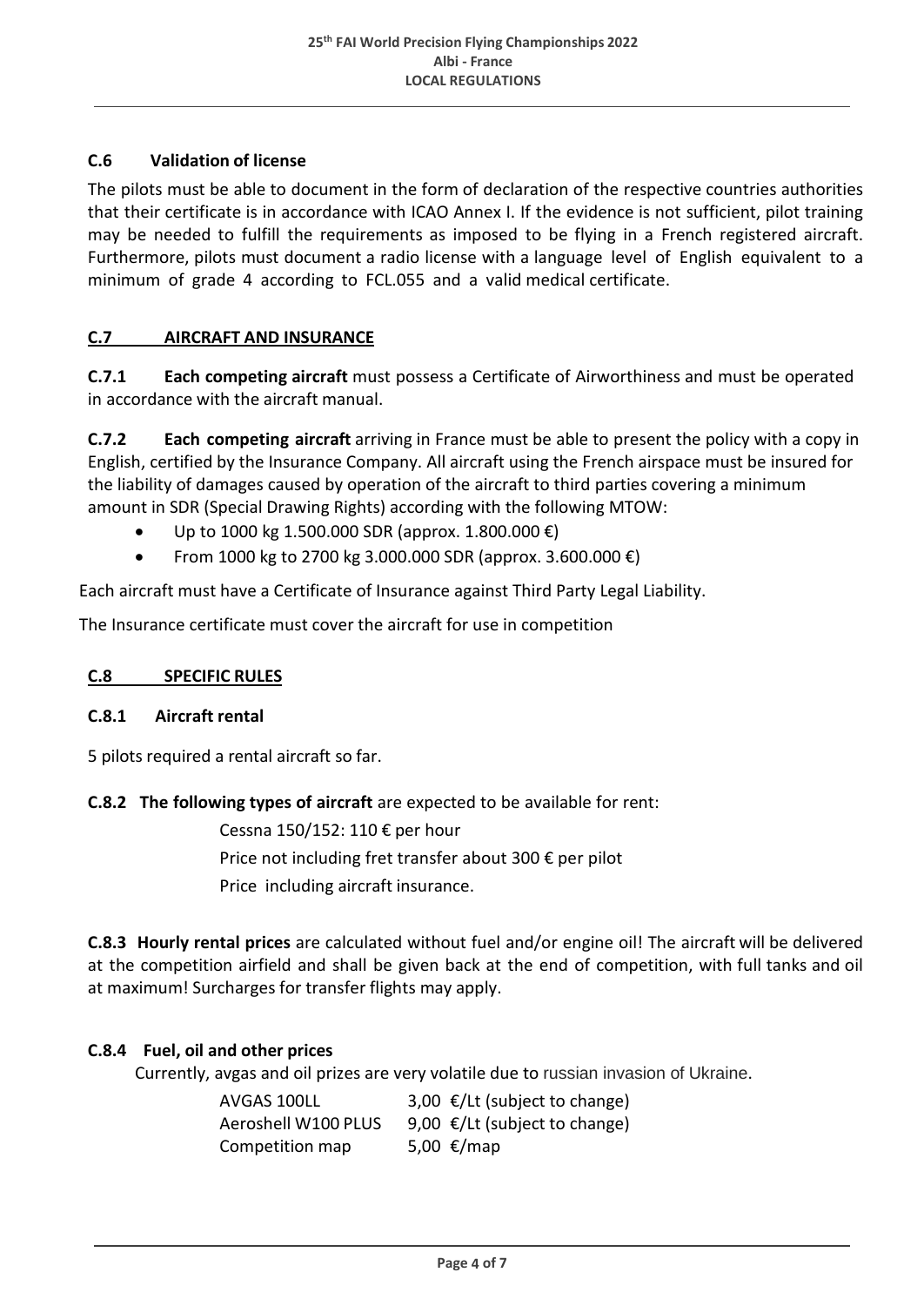### C.6 Validation of license

The pilots must be able to document in the form of declaration of the respective countries authorities that their certificate is in accordance with ICAO Annex I. If the evidence is not sufficient, pilot training may be needed to fulfill the requirements as imposed to be flying in a French registered aircraft. Furthermore, pilots must document a radio license with a language level of English equivalent to a minimum of grade 4 according to FCL.055 and a valid medical certificate.

## C.7 AIRCRAFT AND INSURANCE

**C.7.1 Each competing aircraft** must possess a Certificate of Airworthiness and must be operated in accordance with the aircraft manual.

**C.7.2 Each competing aircraft** arriving in France must be able to present the policy with a copy in English, certified by the Insurance Company. All aircraft using the French airspace must be insured for the liability of damages caused by operation of the aircraft to third parties covering a minimum amount in SDR (Special Drawing Rights) according with the following MTOW:

- Up to 1000 kg 1.500.000 SDR (approx. 1.800.000 €)
- From 1000 kg to 2700 kg 3.000.000 SDR (approx. 3.600.000 €)

Each aircraft must have a Certificate of Insurance against Third Party Legal Liability.

The Insurance certificate must cover the aircraft for use in competition

## C.8 SPECIFIC RULES

### C.8.1 Aircraft rental

5 pilots required a rental aircraft so far.

**C.8.2 The following types of aircraft** are expected to be available for rent:

Cessna 150/152: 110 € per hour

Price not including fret transfer about 300 € per pilot

Price including aircraft insurance.

**C.8.3 Hourly rental prices** are calculated without fuel and/or engine oil! The aircraft will be delivered at the competition airfield and shall be given back at the end of competition, with full tanks and oil at maximum! Surcharges for transfer flights may apply.

### C.8.4 Fuel, oil and other prices

Currently, avgas and oil prizes are very volatile due to russian invasion of Ukraine.

| | |
|---|---|
| AVGAS 100LL | 3,00 €/Lt (subject to change) |
| Aeroshell W100 PLUS | 9,00 €/Lt (subject to change) |
| Competition map | 5,00 €/map |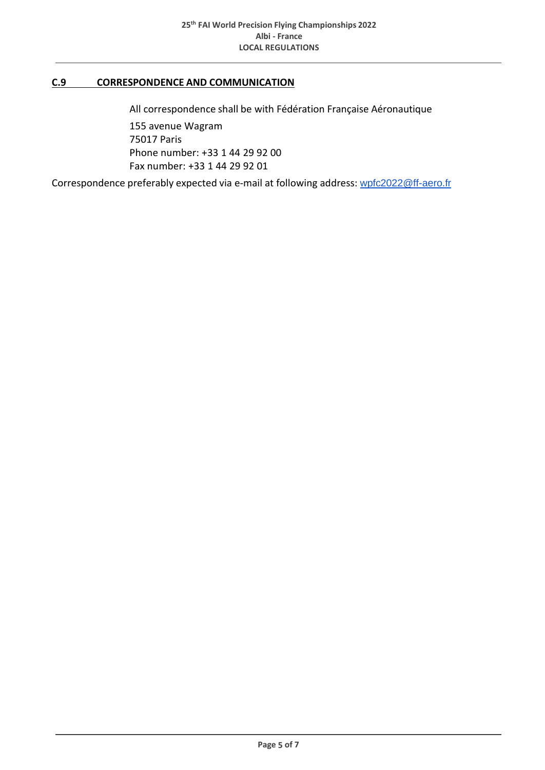## C.9 CORRESPONDENCE AND COMMUNICATION

All correspondence shall be with Fédération Française Aéronautique

155 avenue Wagram
75017 Paris
Phone number: +33 1 44 29 92 00
Fax number: +33 1 44 29 92 01

Correspondence preferably expected via e-mail at following address: wpfc2022@ff-aero.fr